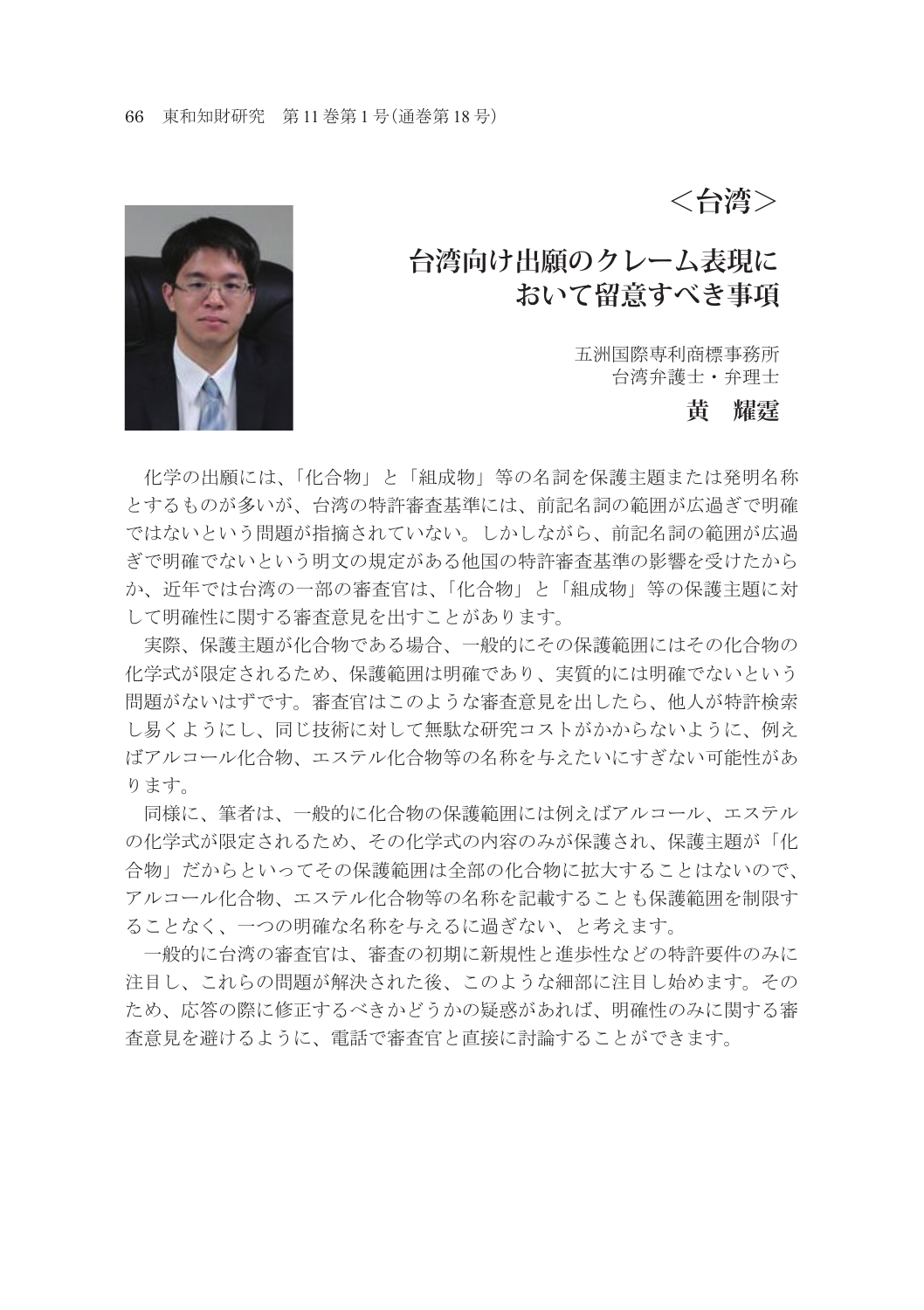## ＜台湾＞

# 台湾向け出願のクレーム表現において留意すべき事項

五洲国際専利商標事務所
台湾弁護士・弁理士

**黄　耀霆**

化学の出願には、「化合物」と「組成物」等の名詞を保護主題または発明名称とするものが多いが、台湾の特許審査基準には、前記名詞の範囲が広過ぎで明確ではないという問題が指摘されていない。しかしながら、前記名詞の範囲が広過ぎで明確でないという明文の規定がある他国の特許審査基準の影響を受けたからか、近年では台湾の一部の審査官は、「化合物」と「組成物」等の保護主題に対して明確性に関する審査意見を出すことがあります。

実際、保護主題が化合物である場合、一般的にその保護範囲にはその化合物の化学式が限定されるため、保護範囲は明確であり、実質的には明確でないという問題がないはずです。審査官はこのような審査意見を出したら、他人が特許検索し易くようにし、同じ技術に対して無駄な研究コストがかからないように、例えばアルコール化合物、エステル化合物等の名称を与えたいにすぎない可能性があります。

同様に、筆者は、一般的に化合物の保護範囲には例えばアルコール、エステルの化学式が限定されるため、その化学式の内容のみが保護され、保護主題が「化合物」だからといってその保護範囲は全部の化合物に拡大することはないので、アルコール化合物、エステル化合物等の名称を記載することも保護範囲を制限することなく、一つの明確な名称を与えるに過ぎない、と考えます。

一般的に台湾の審査官は、審査の初期に新規性と進歩性などの特許要件のみに注目し、これらの問題が解決された後、このような細部に注目し始めます。そのため、応答の際に修正するべきかどうかの疑惑があれば、明確性のみに関する審査意見を避けるように、電話で審査官と直接に討論することができます。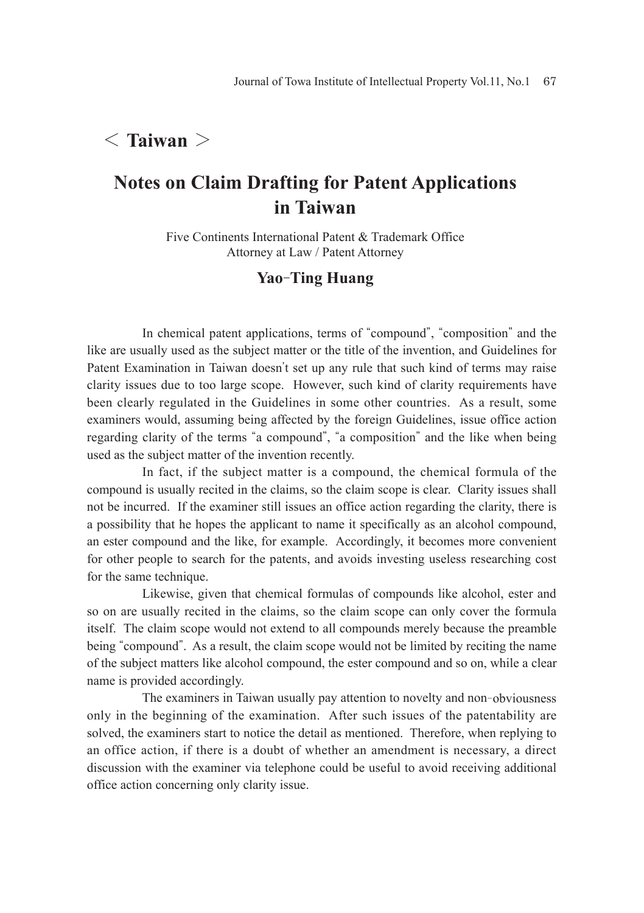## < Taiwan >

# Notes on Claim Drafting for Patent Applications in Taiwan

Five Continents International Patent & Trademark Office
Attorney at Law / Patent Attorney

**Yao-Ting Huang**

In chemical patent applications, terms of "compound", "composition" and the like are usually used as the subject matter or the title of the invention, and Guidelines for Patent Examination in Taiwan doesn't set up any rule that such kind of terms may raise clarity issues due to too large scope. However, such kind of clarity requirements have been clearly regulated in the Guidelines in some other countries. As a result, some examiners would, assuming being affected by the foreign Guidelines, issue office action regarding clarity of the terms "a compound", "a composition" and the like when being used as the subject matter of the invention recently.

In fact, if the subject matter is a compound, the chemical formula of the compound is usually recited in the claims, so the claim scope is clear. Clarity issues shall not be incurred. If the examiner still issues an office action regarding the clarity, there is a possibility that he hopes the applicant to name it specifically as an alcohol compound, an ester compound and the like, for example. Accordingly, it becomes more convenient for other people to search for the patents, and avoids investing useless researching cost for the same technique.

Likewise, given that chemical formulas of compounds like alcohol, ester and so on are usually recited in the claims, so the claim scope can only cover the formula itself. The claim scope would not extend to all compounds merely because the preamble being "compound". As a result, the claim scope would not be limited by reciting the name of the subject matters like alcohol compound, the ester compound and so on, while a clear name is provided accordingly.

The examiners in Taiwan usually pay attention to novelty and non-obviousness only in the beginning of the examination. After such issues of the patentability are solved, the examiners start to notice the detail as mentioned. Therefore, when replying to an office action, if there is a doubt of whether an amendment is necessary, a direct discussion with the examiner via telephone could be useful to avoid receiving additional office action concerning only clarity issue.